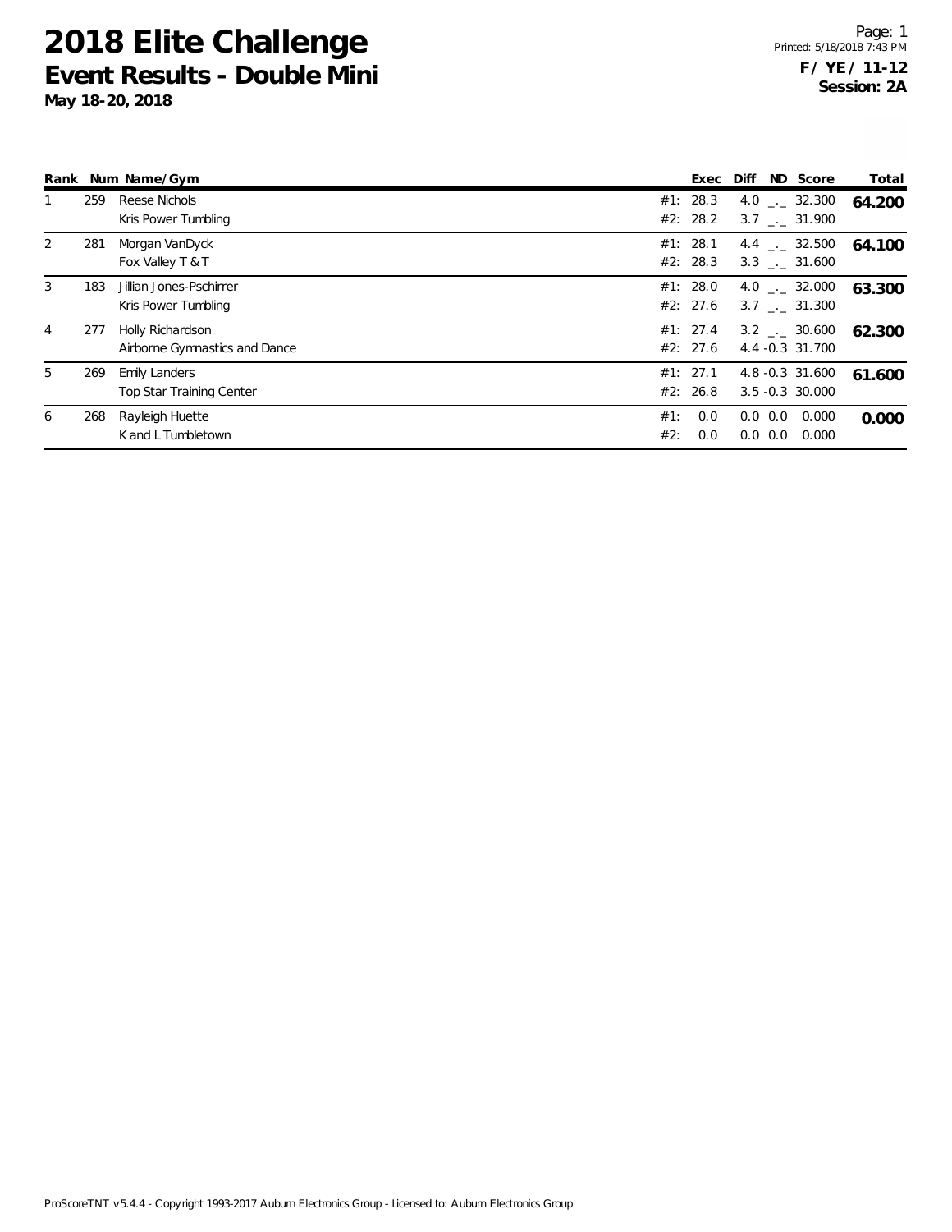# 2018 Elite Challenge

## Event Results - Double Mini

**May 18-20, 2018**

Printed: 5/18/2018 7:43 PM

**F / YE / 11-12**
**Session: 2A**

| Rank | Num | Name/Gym | | Exec | Diff | ND | Score | Total |
|---|---|---|---|---|---|---|---|---|
| 1 | 259 | Reese Nichols | #1: | 28.3 | 4.0 | _._ | 32.300 | **64.200** |
| | | Kris Power Tumbling | #2: | 28.2 | 3.7 | _._ | 31.900 | |
| 2 | 281 | Morgan VanDyck | #1: | 28.1 | 4.4 | _._ | 32.500 | **64.100** |
| | | Fox Valley T & T | #2: | 28.3 | 3.3 | _._ | 31.600 | |
| 3 | 183 | Jillian Jones-Pschirrer | #1: | 28.0 | 4.0 | _._ | 32.000 | **63.300** |
| | | Kris Power Tumbling | #2: | 27.6 | 3.7 | _._ | 31.300 | |
| 4 | 277 | Holly Richardson | #1: | 27.4 | 3.2 | _._ | 30.600 | **62.300** |
| | | Airborne Gymnastics and Dance | #2: | 27.6 | 4.4 | -0.3 | 31.700 | |
| 5 | 269 | Emily Landers | #1: | 27.1 | 4.8 | -0.3 | 31.600 | **61.600** |
| | | Top Star Training Center | #2: | 26.8 | 3.5 | -0.3 | 30.000 | |
| 6 | 268 | Rayleigh Huette | #1: | 0.0 | 0.0 | 0.0 | 0.000 | **0.000** |
| | | K and L Tumbletown | #2: | 0.0 | 0.0 | 0.0 | 0.000 | |

ProScoreTNT v5.4.4 - Copyright 1993-2017 Auburn Electronics Group - Licensed to: Auburn Electronics Group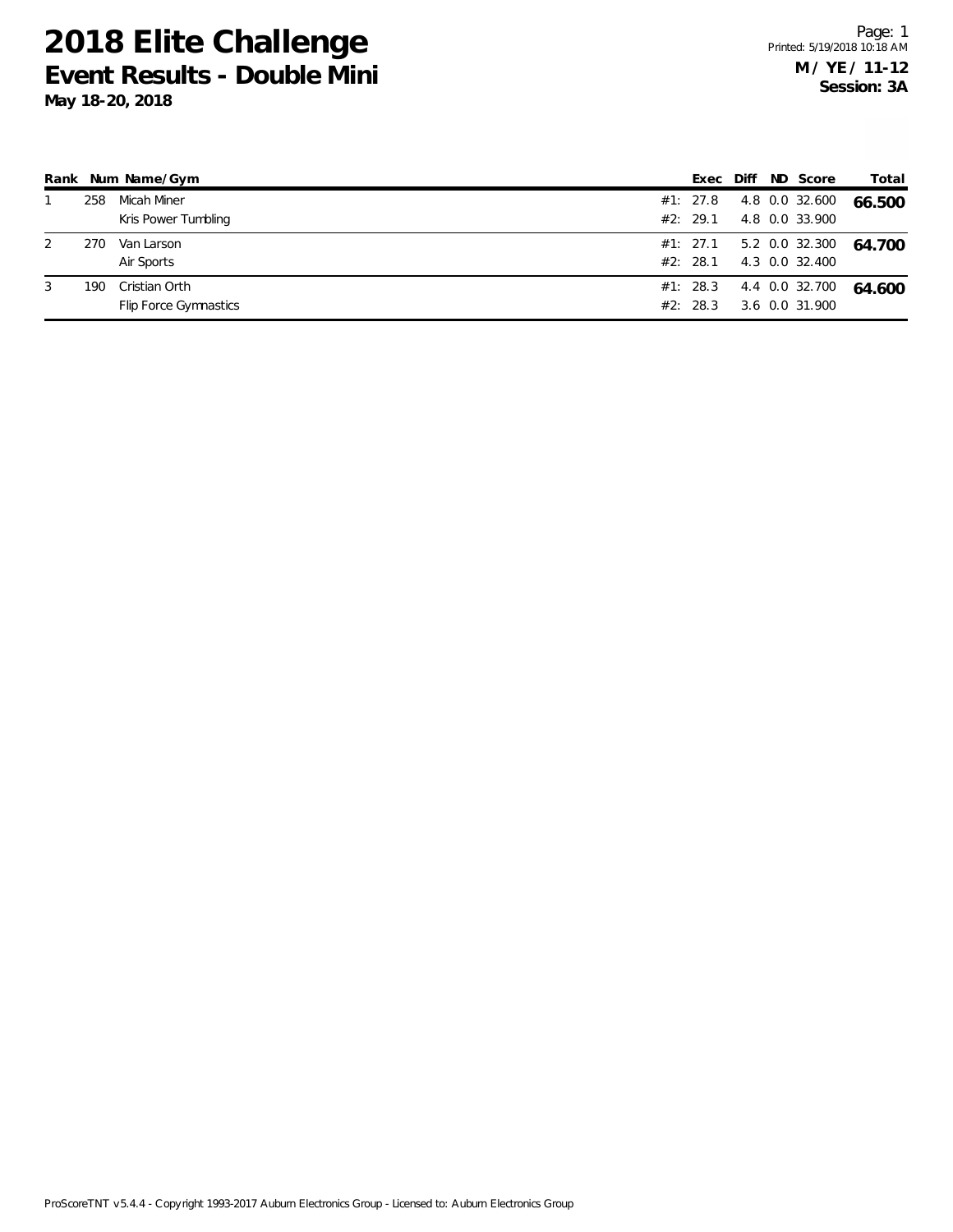# 2018 Elite Challenge

## Event Results - Double Mini

**May 18-20, 2018**

**M / YE / 11-12**
**Session: 3A**

| Rank | Num | Name/Gym | | Exec | Diff | ND | Score | Total |
|---|---|---|---|---|---|---|---|---|
| 1 | 258 | Micah Miner | #1: | 27.8 | 4.8 | 0.0 | 32.600 | **66.500** |
| | | Kris Power Tumbling | #2: | 29.1 | 4.8 | 0.0 | 33.900 | |
| 2 | 270 | Van Larson | #1: | 27.1 | 5.2 | 0.0 | 32.300 | **64.700** |
| | | Air Sports | #2: | 28.1 | 4.3 | 0.0 | 32.400 | |
| 3 | 190 | Cristian Orth | #1: | 28.3 | 4.4 | 0.0 | 32.700 | **64.600** |
| | | Flip Force Gymnastics | #2: | 28.3 | 3.6 | 0.0 | 31.900 | |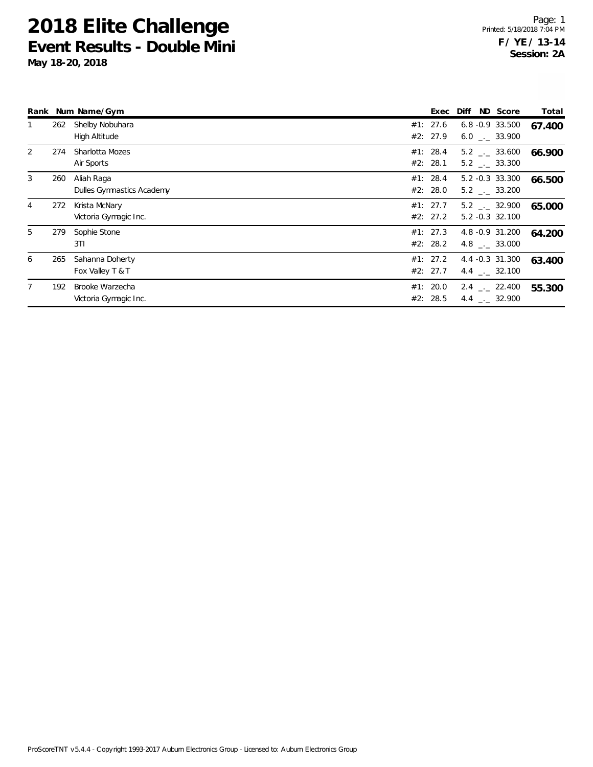# 2018 Elite Challenge

## Event Results - Double Mini

**May 18-20, 2018**

**F / YE / 13-14**
**Session: 2A**

| Rank | Num | Name/Gym | | Exec | Diff | ND | Score | Total |
|---|---|---|---|---|---|---|---|---|
| 1 | 262 | Shelby Nobuhara | #1: | 27.6 | 6.8 | -0.9 | 33.500 | **67.400** |
| | | High Altitude | #2: | 27.9 | 6.0 | _._ | 33.900 | |
| 2 | 274 | Sharlotta Mozes | #1: | 28.4 | 5.2 | _._ | 33.600 | **66.900** |
| | | Air Sports | #2: | 28.1 | 5.2 | _._ | 33.300 | |
| 3 | 260 | Aliah Raga | #1: | 28.4 | 5.2 | -0.3 | 33.300 | **66.500** |
| | | Dulles Gymnastics Academy | #2: | 28.0 | 5.2 | _._ | 33.200 | |
| 4 | 272 | Krista McNary | #1: | 27.7 | 5.2 | _._ | 32.900 | **65.000** |
| | | Victoria Gymagic Inc. | #2: | 27.2 | 5.2 | -0.3 | 32.100 | |
| 5 | 279 | Sophie Stone | #1: | 27.3 | 4.8 | -0.9 | 31.200 | **64.200** |
| | | 3TI | #2: | 28.2 | 4.8 | _._ | 33.000 | |
| 6 | 265 | Sahanna Doherty | #1: | 27.2 | 4.4 | -0.3 | 31.300 | **63.400** |
| | | Fox Valley T & T | #2: | 27.7 | 4.4 | _._ | 32.100 | |
| 7 | 192 | Brooke Warzecha | #1: | 20.0 | 2.4 | _._ | 22.400 | **55.300** |
| | | Victoria Gymagic Inc. | #2: | 28.5 | 4.4 | _._ | 32.900 | |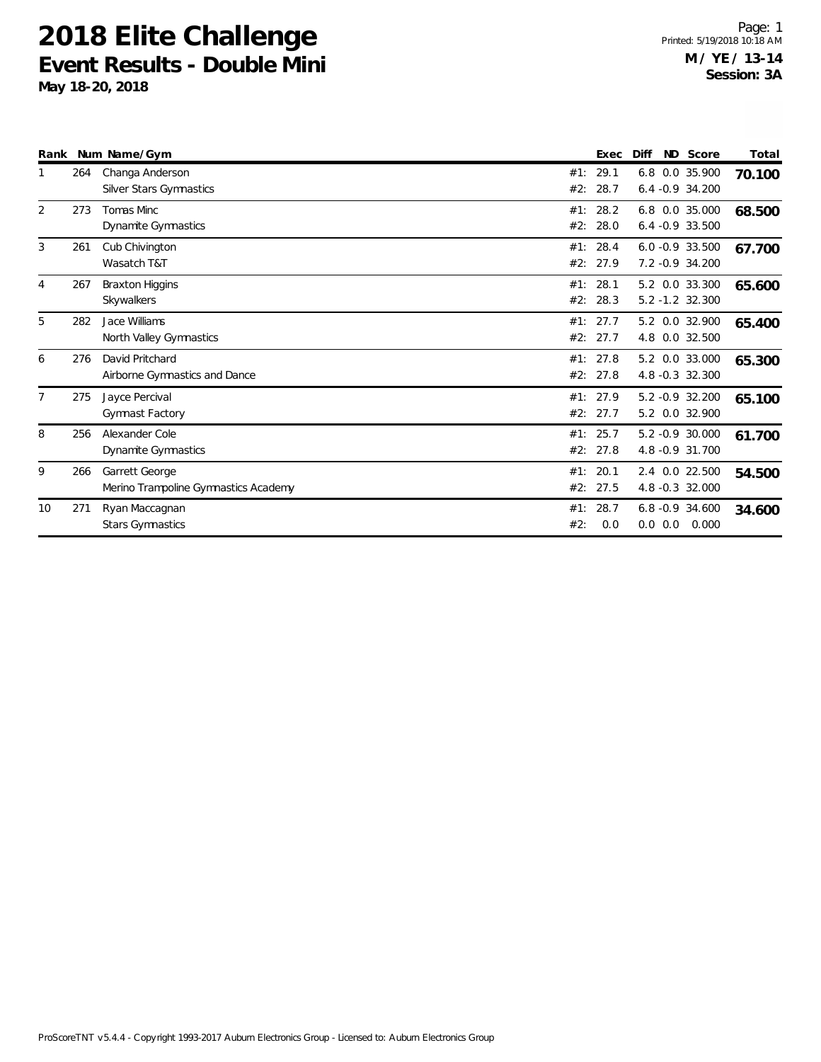# 2018 Elite Challenge

## Event Results - Double Mini

**May 18-20, 2018**

**M / YE / 13-14**
**Session: 3A**

| Rank | Num | Name/Gym | | Exec | Diff | ND | Score | Total |
|---|---|---|---|---|---|---|---|---|
| 1 | 264 | Changa Anderson | #1: | 29.1 | 6.8 | 0.0 | 35.900 | **70.100** |
| | | Silver Stars Gymnastics | #2: | 28.7 | 6.4 | -0.9 | 34.200 | |
| 2 | 273 | Tomas Minc | #1: | 28.2 | 6.8 | 0.0 | 35.000 | **68.500** |
| | | Dynamite Gymnastics | #2: | 28.0 | 6.4 | -0.9 | 33.500 | |
| 3 | 261 | Cub Chivington | #1: | 28.4 | 6.0 | -0.9 | 33.500 | **67.700** |
| | | Wasatch T&T | #2: | 27.9 | 7.2 | -0.9 | 34.200 | |
| 4 | 267 | Braxton Higgins | #1: | 28.1 | 5.2 | 0.0 | 33.300 | **65.600** |
| | | Skywalkers | #2: | 28.3 | 5.2 | -1.2 | 32.300 | |
| 5 | 282 | Jace Williams | #1: | 27.7 | 5.2 | 0.0 | 32.900 | **65.400** |
| | | North Valley Gymnastics | #2: | 27.7 | 4.8 | 0.0 | 32.500 | |
| 6 | 276 | David Pritchard | #1: | 27.8 | 5.2 | 0.0 | 33.000 | **65.300** |
| | | Airborne Gymnastics and Dance | #2: | 27.8 | 4.8 | -0.3 | 32.300 | |
| 7 | 275 | Jayce Percival | #1: | 27.9 | 5.2 | -0.9 | 32.200 | **65.100** |
| | | Gymnast Factory | #2: | 27.7 | 5.2 | 0.0 | 32.900 | |
| 8 | 256 | Alexander Cole | #1: | 25.7 | 5.2 | -0.9 | 30.000 | **61.700** |
| | | Dynamite Gymnastics | #2: | 27.8 | 4.8 | -0.9 | 31.700 | |
| 9 | 266 | Garrett George | #1: | 20.1 | 2.4 | 0.0 | 22.500 | **54.500** |
| | | Merino Trampoline Gymnastics Academy | #2: | 27.5 | 4.8 | -0.3 | 32.000 | |
| 10 | 271 | Ryan Maccagnan | #1: | 28.7 | 6.8 | -0.9 | 34.600 | **34.600** |
| | | Stars Gymnastics | #2: | 0.0 | 0.0 | 0.0 | 0.000 | |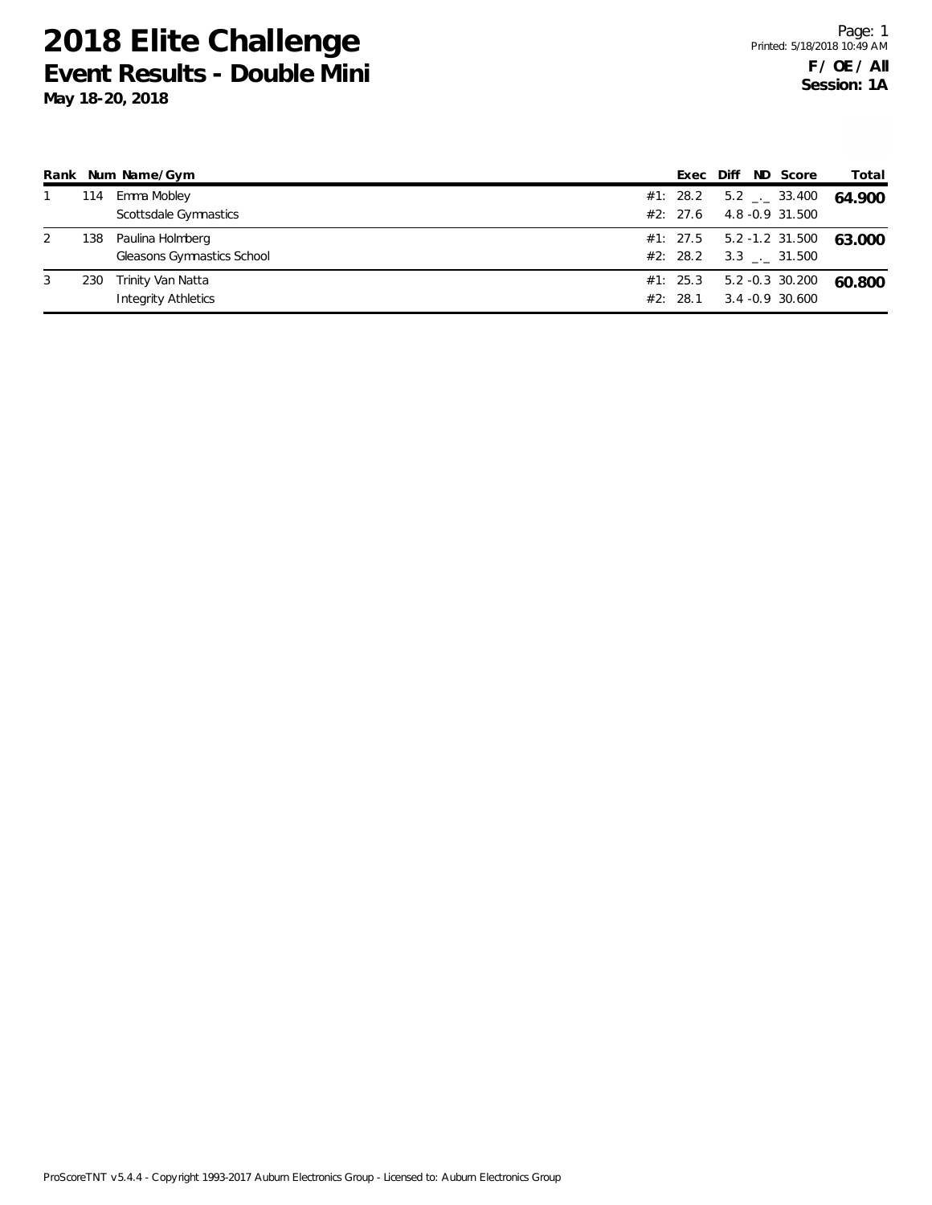# 2018 Elite Challenge

## Event Results - Double Mini

**May 18-20, 2018**

**F / OE / All**
**Session: 1A**

| Rank | Num | Name/Gym | | Exec | Diff | ND | Score | Total |
|---|---|---|---|---|---|---|---|---|
| 1 | 114 | Emma Mobley | #1: | 28.2 | 5.2 | _._ | 33.400 | **64.900** |
| | | Scottsdale Gymnastics | #2: | 27.6 | 4.8 | -0.9 | 31.500 | |
| 2 | 138 | Paulina Holmberg | #1: | 27.5 | 5.2 | -1.2 | 31.500 | **63.000** |
| | | Gleasons Gymnastics School | #2: | 28.2 | 3.3 | _._ | 31.500 | |
| 3 | 230 | Trinity Van Natta | #1: | 25.3 | 5.2 | -0.3 | 30.200 | **60.800** |
| | | Integrity Athletics | #2: | 28.1 | 3.4 | -0.9 | 30.600 | |

ProScoreTNT v5.4.4 - Copyright 1993-2017 Auburn Electronics Group - Licensed to: Auburn Electronics Group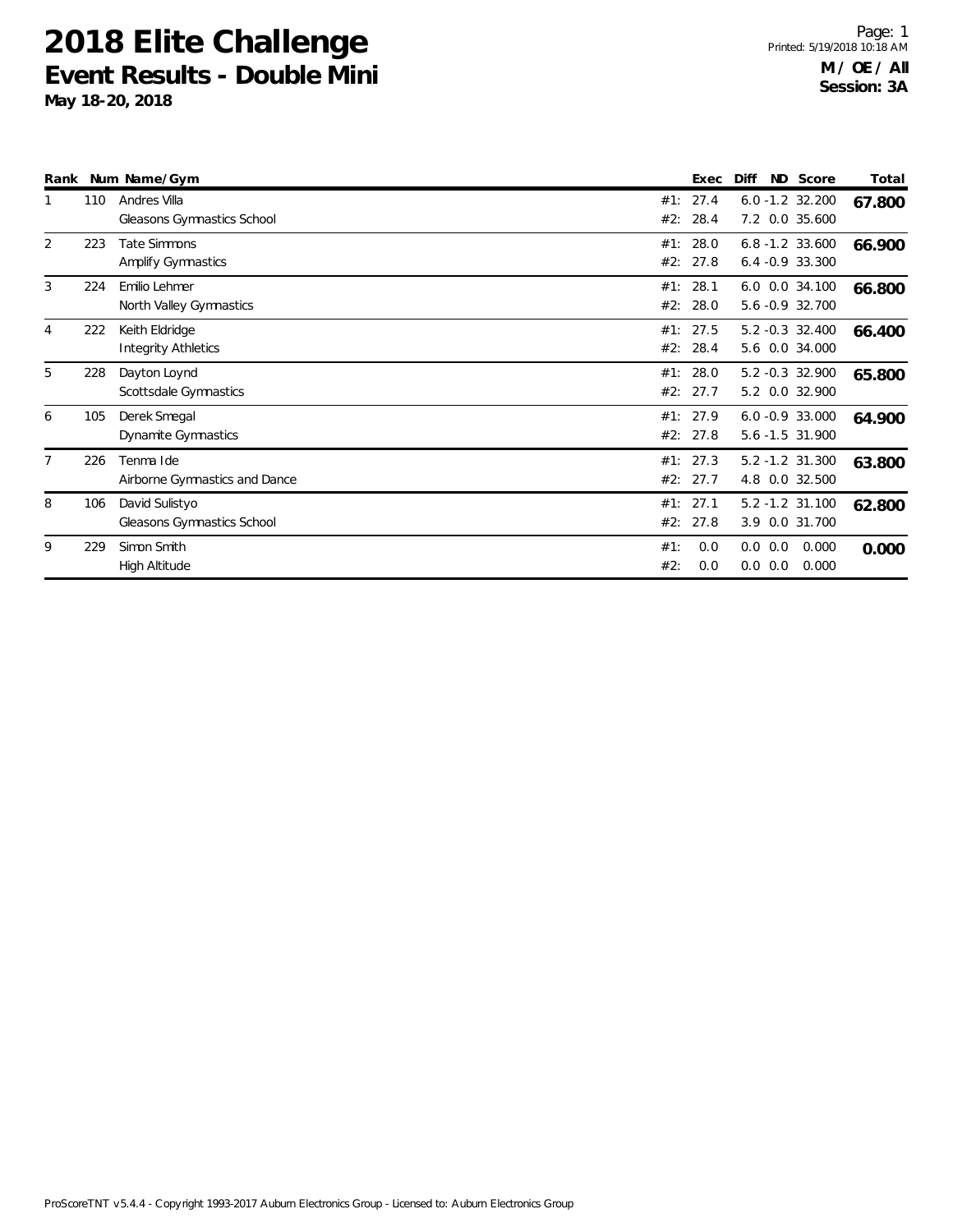# 2018 Elite Challenge

## Event Results - Double Mini

**May 18-20, 2018**

**M / OE / All**
**Session: 3A**

| Rank | Num | Name/Gym | | Exec | Diff | ND | Score | Total |
|---|---|---|---|---|---|---|---|---|
| 1 | 110 | Andres Villa | #1: | 27.4 | 6.0 | -1.2 | 32.200 | 67.800 |
| | | Gleasons Gymnastics School | #2: | 28.4 | 7.2 | 0.0 | 35.600 | |
| 2 | 223 | Tate Simmons | #1: | 28.0 | 6.8 | -1.2 | 33.600 | 66.900 |
| | | Amplify Gymnastics | #2: | 27.8 | 6.4 | -0.9 | 33.300 | |
| 3 | 224 | Emilio Lehmer | #1: | 28.1 | 6.0 | 0.0 | 34.100 | 66.800 |
| | | North Valley Gymnastics | #2: | 28.0 | 5.6 | -0.9 | 32.700 | |
| 4 | 222 | Keith Eldridge | #1: | 27.5 | 5.2 | -0.3 | 32.400 | 66.400 |
| | | Integrity Athletics | #2: | 28.4 | 5.6 | 0.0 | 34.000 | |
| 5 | 228 | Dayton Loynd | #1: | 28.0 | 5.2 | -0.3 | 32.900 | 65.800 |
| | | Scottsdale Gymnastics | #2: | 27.7 | 5.2 | 0.0 | 32.900 | |
| 6 | 105 | Derek Smegal | #1: | 27.9 | 6.0 | -0.9 | 33.000 | 64.900 |
| | | Dynamite Gymnastics | #2: | 27.8 | 5.6 | -1.5 | 31.900 | |
| 7 | 226 | Tenma Ide | #1: | 27.3 | 5.2 | -1.2 | 31.300 | 63.800 |
| | | Airborne Gymnastics and Dance | #2: | 27.7 | 4.8 | 0.0 | 32.500 | |
| 8 | 106 | David Sulistyo | #1: | 27.1 | 5.2 | -1.2 | 31.100 | 62.800 |
| | | Gleasons Gymnastics School | #2: | 27.8 | 3.9 | 0.0 | 31.700 | |
| 9 | 229 | Simon Smith | #1: | 0.0 | 0.0 | 0.0 | 0.000 | 0.000 |
| | | High Altitude | #2: | 0.0 | 0.0 | 0.0 | 0.000 | |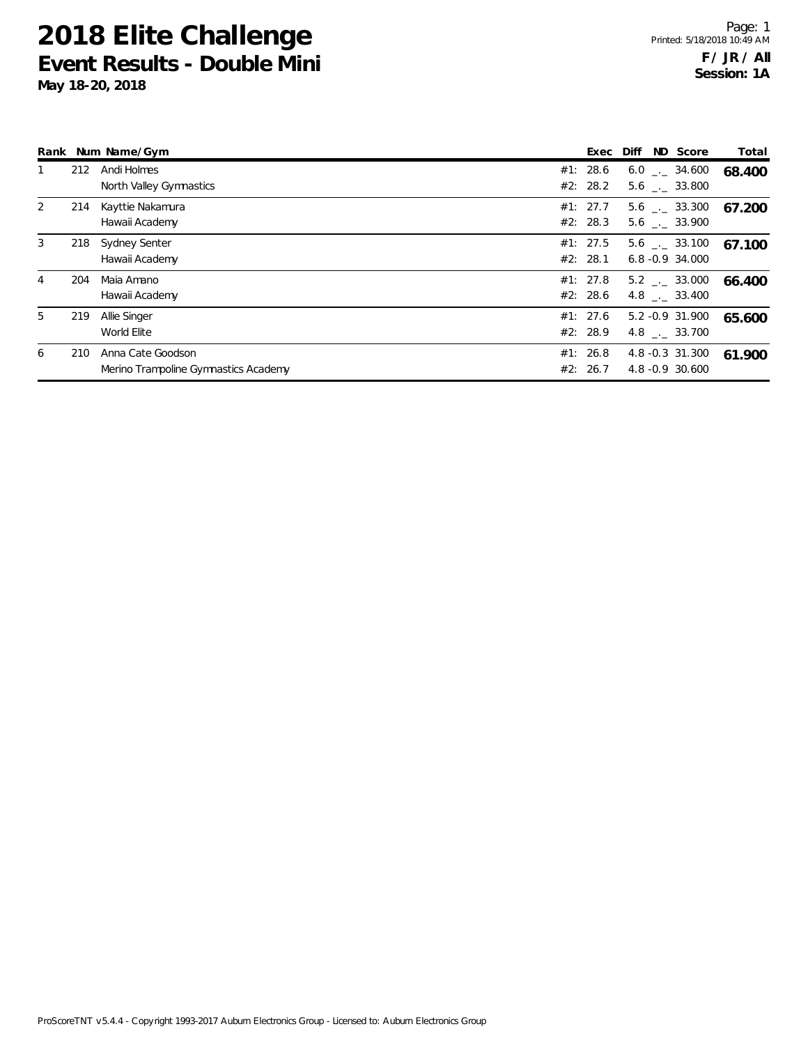# 2018 Elite Challenge

## Event Results - Double Mini

**May 18-20, 2018**

**F / JR / All**
**Session: 1A**

| Rank | Num | Name/Gym | Exec | Diff | ND | Score | Total |
|---|---|---|---|---|---|---|---|
| 1 | 212 | Andi Holmes | #1: 28.6 | 6.0 | _._ | 34.600 | **68.400** |
| | | North Valley Gymnastics | #2: 28.2 | 5.6 | _._ | 33.800 | |
| 2 | 214 | Kayttie Nakamura | #1: 27.7 | 5.6 | _._ | 33.300 | **67.200** |
| | | Hawaii Academy | #2: 28.3 | 5.6 | _._ | 33.900 | |
| 3 | 218 | Sydney Senter | #1: 27.5 | 5.6 | _._ | 33.100 | **67.100** |
| | | Hawaii Academy | #2: 28.1 | 6.8 | -0.9 | 34.000 | |
| 4 | 204 | Maia Amano | #1: 27.8 | 5.2 | _._ | 33.000 | **66.400** |
| | | Hawaii Academy | #2: 28.6 | 4.8 | _._ | 33.400 | |
| 5 | 219 | Allie Singer | #1: 27.6 | 5.2 | -0.9 | 31.900 | **65.600** |
| | | World Elite | #2: 28.9 | 4.8 | _._ | 33.700 | |
| 6 | 210 | Anna Cate Goodson | #1: 26.8 | 4.8 | -0.3 | 31.300 | **61.900** |
| | | Merino Trampoline Gymnastics Academy | #2: 26.7 | 4.8 | -0.9 | 30.600 | |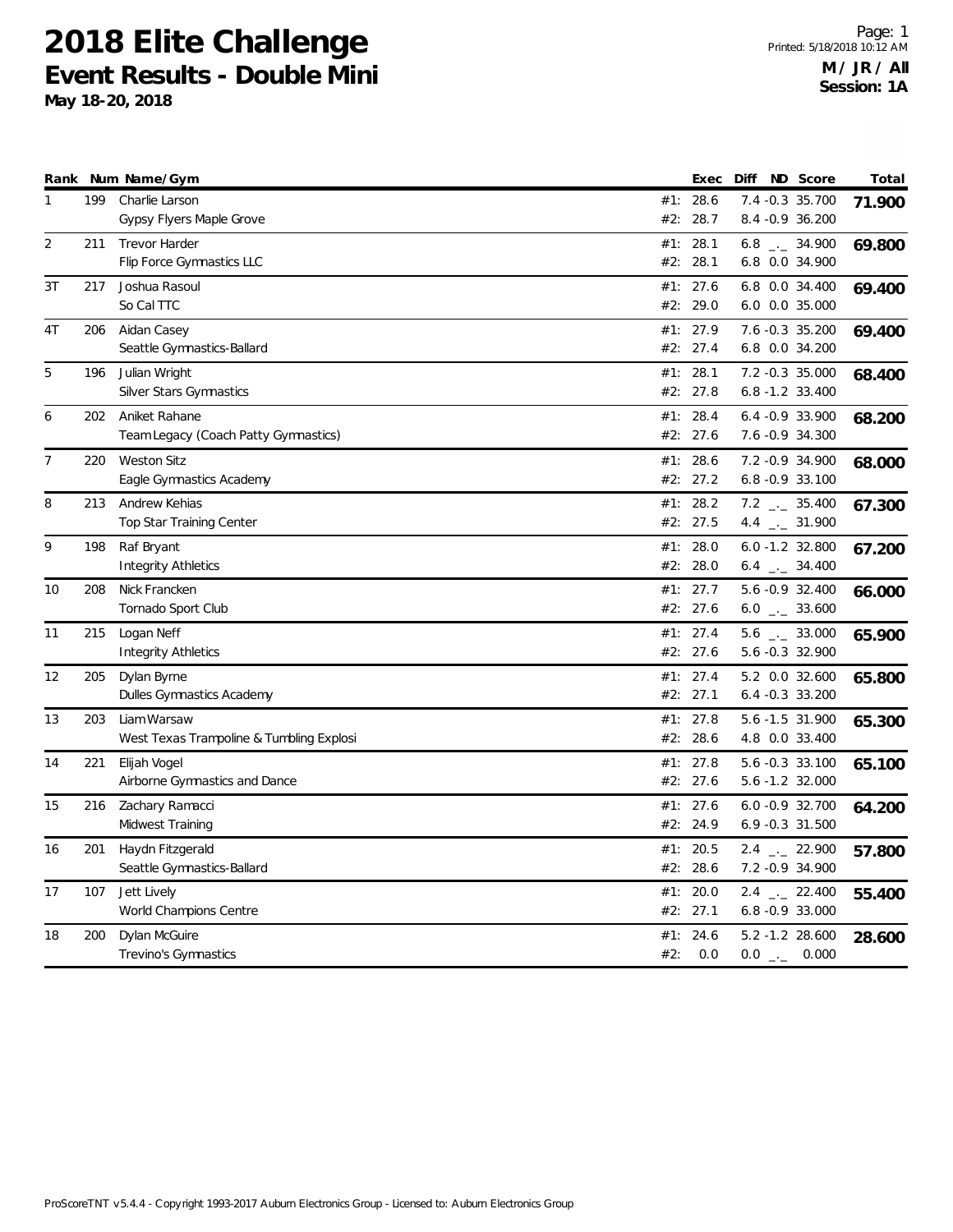# 2018 Elite Challenge

## Event Results - Double Mini

**May 18-20, 2018**

Printed: 5/18/2018 10:12 AM

**M / JR / All**
**Session: 1A**

| Rank | Num | Name/Gym | | Exec | Diff | ND | Score | Total |
|---|---|---|---|---|---|---|---|---|
| 1 | 199 | Charlie Larson | #1: | 28.6 | 7.4 | -0.3 | 35.700 | **71.900** |
| | | Gypsy Flyers Maple Grove | #2: | 28.7 | 8.4 | -0.9 | 36.200 | |
| 2 | 211 | Trevor Harder | #1: | 28.1 | 6.8 | _._ | 34.900 | **69.800** |
| | | Flip Force Gymnastics LLC | #2: | 28.1 | 6.8 | 0.0 | 34.900 | |
| 3T | 217 | Joshua Rasoul | #1: | 27.6 | 6.8 | 0.0 | 34.400 | **69.400** |
| | | So Cal TTC | #2: | 29.0 | 6.0 | 0.0 | 35.000 | |
| 4T | 206 | Aidan Casey | #1: | 27.9 | 7.6 | -0.3 | 35.200 | **69.400** |
| | | Seattle Gymnastics-Ballard | #2: | 27.4 | 6.8 | 0.0 | 34.200 | |
| 5 | 196 | Julian Wright | #1: | 28.1 | 7.2 | -0.3 | 35.000 | **68.400** |
| | | Silver Stars Gymnastics | #2: | 27.8 | 6.8 | -1.2 | 33.400 | |
| 6 | 202 | Aniket Rahane | #1: | 28.4 | 6.4 | -0.9 | 33.900 | **68.200** |
| | | Team Legacy (Coach Patty Gymnastics) | #2: | 27.6 | 7.6 | -0.9 | 34.300 | |
| 7 | 220 | Weston Sitz | #1: | 28.6 | 7.2 | -0.9 | 34.900 | **68.000** |
| | | Eagle Gymnastics Academy | #2: | 27.2 | 6.8 | -0.9 | 33.100 | |
| 8 | 213 | Andrew Kehias | #1: | 28.2 | 7.2 | _._ | 35.400 | **67.300** |
| | | Top Star Training Center | #2: | 27.5 | 4.4 | _._ | 31.900 | |
| 9 | 198 | Raf Bryant | #1: | 28.0 | 6.0 | -1.2 | 32.800 | **67.200** |
| | | Integrity Athletics | #2: | 28.0 | 6.4 | _._ | 34.400 | |
| 10 | 208 | Nick Francken | #1: | 27.7 | 5.6 | -0.9 | 32.400 | **66.000** |
| | | Tornado Sport Club | #2: | 27.6 | 6.0 | _._ | 33.600 | |
| 11 | 215 | Logan Neff | #1: | 27.4 | 5.6 | _._ | 33.000 | **65.900** |
| | | Integrity Athletics | #2: | 27.6 | 5.6 | -0.3 | 32.900 | |
| 12 | 205 | Dylan Byrne | #1: | 27.4 | 5.2 | 0.0 | 32.600 | **65.800** |
| | | Dulles Gymnastics Academy | #2: | 27.1 | 6.4 | -0.3 | 33.200 | |
| 13 | 203 | Liam Warsaw | #1: | 27.8 | 5.6 | -1.5 | 31.900 | **65.300** |
| | | West Texas Trampoline & Tumbling Explosi | #2: | 28.6 | 4.8 | 0.0 | 33.400 | |
| 14 | 221 | Elijah Vogel | #1: | 27.8 | 5.6 | -0.3 | 33.100 | **65.100** |
| | | Airborne Gymnastics and Dance | #2: | 27.6 | 5.6 | -1.2 | 32.000 | |
| 15 | 216 | Zachary Ramacci | #1: | 27.6 | 6.0 | -0.9 | 32.700 | **64.200** |
| | | Midwest Training | #2: | 24.9 | 6.9 | -0.3 | 31.500 | |
| 16 | 201 | Haydn Fitzgerald | #1: | 20.5 | 2.4 | _._ | 22.900 | **57.800** |
| | | Seattle Gymnastics-Ballard | #2: | 28.6 | 7.2 | -0.9 | 34.900 | |
| 17 | 107 | Jett Lively | #1: | 20.0 | 2.4 | _._ | 22.400 | **55.400** |
| | | World Champions Centre | #2: | 27.1 | 6.8 | -0.9 | 33.000 | |
| 18 | 200 | Dylan McGuire | #1: | 24.6 | 5.2 | -1.2 | 28.600 | **28.600** |
| | | Trevino's Gymnastics | #2: | 0.0 | 0.0 | _._ | 0.000 | |

ProScoreTNT v5.4.4 - Copyright 1993-2017 Auburn Electronics Group - Licensed to: Auburn Electronics Group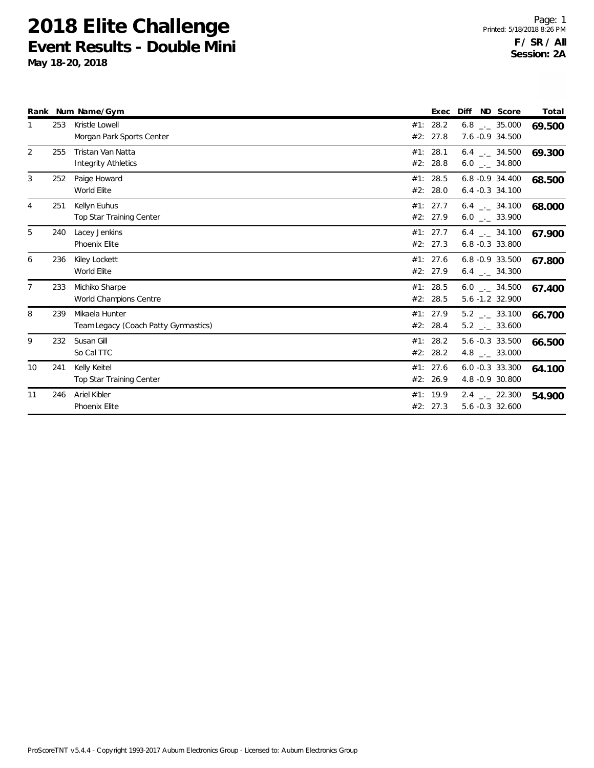# 2018 Elite Challenge

## Event Results - Double Mini

**May 18-20, 2018**

Printed: 5/18/2018 8:26 PM

**F / SR / All**
**Session: 2A**

| Rank | Num | Name/Gym | | Exec | Diff | ND | Score | Total |
|---|---|---|---|---|---|---|---|---|
| 1 | 253 | Kristle Lowell | #1: | 28.2 | 6.8 | _._ | 35.000 | **69.500** |
| | | Morgan Park Sports Center | #2: | 27.8 | 7.6 | -0.9 | 34.500 | |
| 2 | 255 | Tristan Van Natta | #1: | 28.1 | 6.4 | _._ | 34.500 | **69.300** |
| | | Integrity Athletics | #2: | 28.8 | 6.0 | _._ | 34.800 | |
| 3 | 252 | Paige Howard | #1: | 28.5 | 6.8 | -0.9 | 34.400 | **68.500** |
| | | World Elite | #2: | 28.0 | 6.4 | -0.3 | 34.100 | |
| 4 | 251 | Kellyn Euhus | #1: | 27.7 | 6.4 | _._ | 34.100 | **68.000** |
| | | Top Star Training Center | #2: | 27.9 | 6.0 | _._ | 33.900 | |
| 5 | 240 | Lacey Jenkins | #1: | 27.7 | 6.4 | _._ | 34.100 | **67.900** |
| | | Phoenix Elite | #2: | 27.3 | 6.8 | -0.3 | 33.800 | |
| 6 | 236 | Kiley Lockett | #1: | 27.6 | 6.8 | -0.9 | 33.500 | **67.800** |
| | | World Elite | #2: | 27.9 | 6.4 | _._ | 34.300 | |
| 7 | 233 | Michiko Sharpe | #1: | 28.5 | 6.0 | _._ | 34.500 | **67.400** |
| | | World Champions Centre | #2: | 28.5 | 5.6 | -1.2 | 32.900 | |
| 8 | 239 | Mikaela Hunter | #1: | 27.9 | 5.2 | _._ | 33.100 | **66.700** |
| | | Team Legacy (Coach Patty Gymnastics) | #2: | 28.4 | 5.2 | _._ | 33.600 | |
| 9 | 232 | Susan Gill | #1: | 28.2 | 5.6 | -0.3 | 33.500 | **66.500** |
| | | So Cal TTC | #2: | 28.2 | 4.8 | _._ | 33.000 | |
| 10 | 241 | Kelly Keitel | #1: | 27.6 | 6.0 | -0.3 | 33.300 | **64.100** |
| | | Top Star Training Center | #2: | 26.9 | 4.8 | -0.9 | 30.800 | |
| 11 | 246 | Ariel Kibler | #1: | 19.9 | 2.4 | _._ | 22.300 | **54.900** |
| | | Phoenix Elite | #2: | 27.3 | 5.6 | -0.3 | 32.600 | |

ProScoreTNT v5.4.4 - Copyright 1993-2017 Auburn Electronics Group - Licensed to: Auburn Electronics Group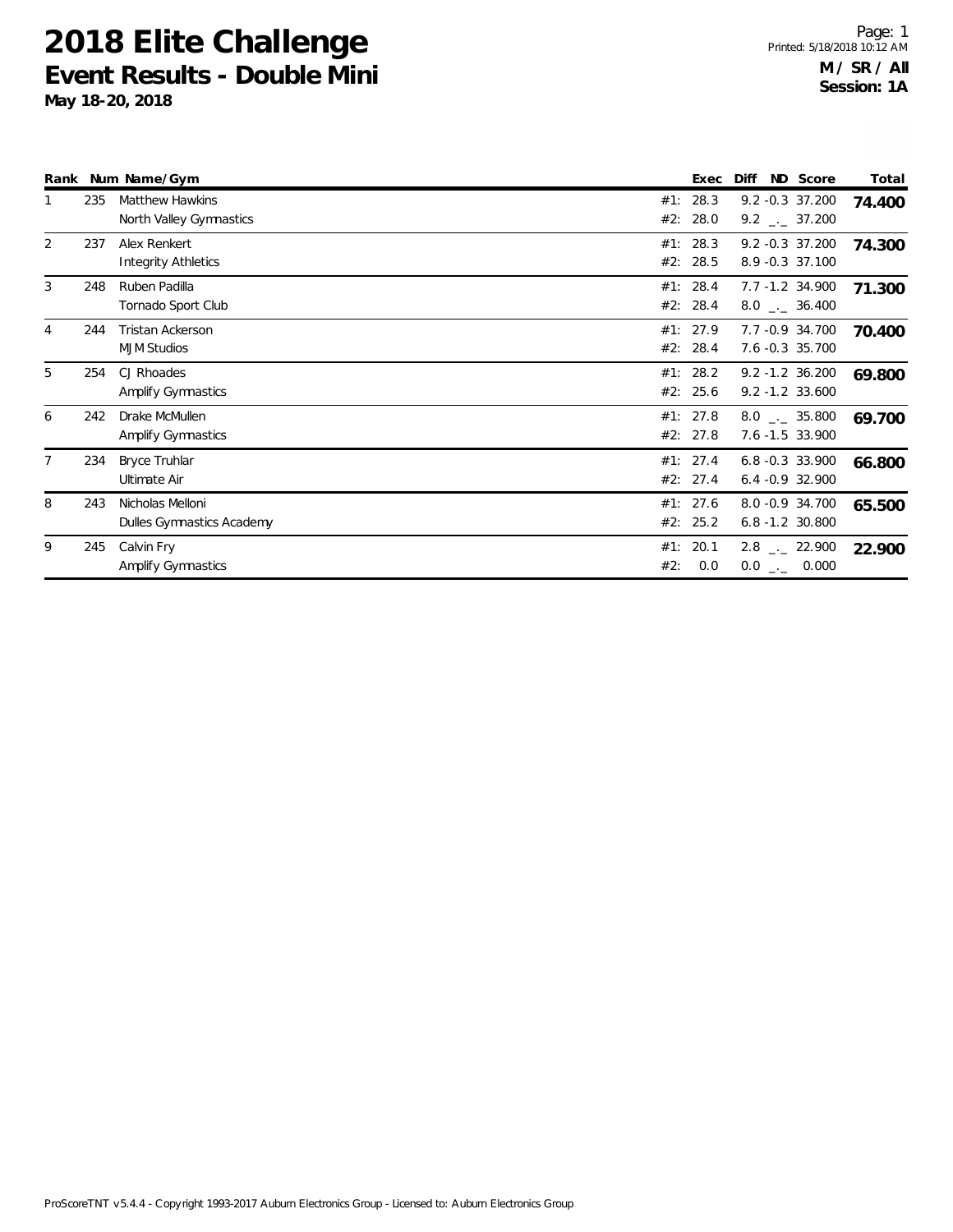# 2018 Elite Challenge

## Event Results - Double Mini

**May 18-20, 2018**

Page: 1
Printed: 5/18/2018 10:12 AM

**M / SR / All**
**Session: 1A**

| Rank | Num | Name/Gym | | Exec | Diff | ND | Score | Total |
|---|---|---|---|---|---|---|---|---|
| 1 | 235 | Matthew Hawkins | #1: | 28.3 | 9.2 | -0.3 | 37.200 | **74.400** |
| | | North Valley Gymnastics | #2: | 28.0 | 9.2 | _._ | 37.200 | |
| 2 | 237 | Alex Renkert | #1: | 28.3 | 9.2 | -0.3 | 37.200 | **74.300** |
| | | Integrity Athletics | #2: | 28.5 | 8.9 | -0.3 | 37.100 | |
| 3 | 248 | Ruben Padilla | #1: | 28.4 | 7.7 | -1.2 | 34.900 | **71.300** |
| | | Tornado Sport Club | #2: | 28.4 | 8.0 | _._ | 36.400 | |
| 4 | 244 | Tristan Ackerson | #1: | 27.9 | 7.7 | -0.9 | 34.700 | **70.400** |
| | | MJM Studios | #2: | 28.4 | 7.6 | -0.3 | 35.700 | |
| 5 | 254 | CJ Rhoades | #1: | 28.2 | 9.2 | -1.2 | 36.200 | **69.800** |
| | | Amplify Gymnastics | #2: | 25.6 | 9.2 | -1.2 | 33.600 | |
| 6 | 242 | Drake McMullen | #1: | 27.8 | 8.0 | _._ | 35.800 | **69.700** |
| | | Amplify Gymnastics | #2: | 27.8 | 7.6 | -1.5 | 33.900 | |
| 7 | 234 | Bryce Truhlar | #1: | 27.4 | 6.8 | -0.3 | 33.900 | **66.800** |
| | | Ultimate Air | #2: | 27.4 | 6.4 | -0.9 | 32.900 | |
| 8 | 243 | Nicholas Melloni | #1: | 27.6 | 8.0 | -0.9 | 34.700 | **65.500** |
| | | Dulles Gymnastics Academy | #2: | 25.2 | 6.8 | -1.2 | 30.800 | |
| 9 | 245 | Calvin Fry | #1: | 20.1 | 2.8 | _._ | 22.900 | **22.900** |
| | | Amplify Gymnastics | #2: | 0.0 | 0.0 | _._ | 0.000 | |

ProScoreTNT v5.4.4 - Copyright 1993-2017 Auburn Electronics Group - Licensed to: Auburn Electronics Group